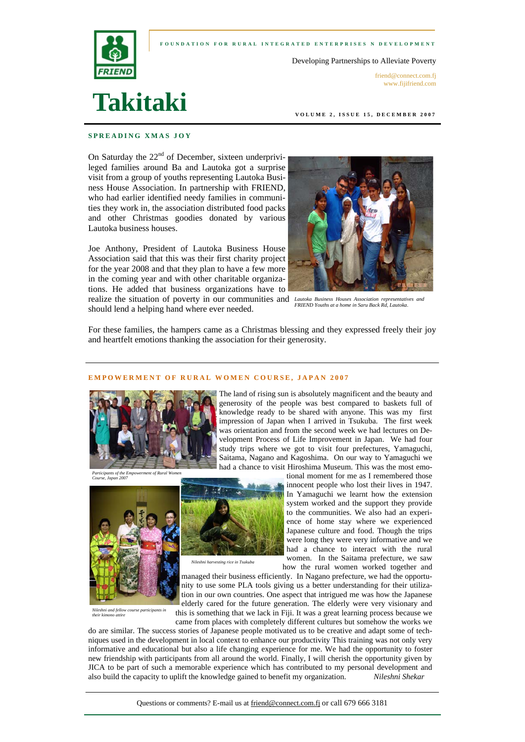FOUNDATION FOR RURAL INTEGRATED ENTERPRISES N DEVELOPMENT

Developing Partnerships to Alleviate Poverty

friend@connect.com.fj
www.fijifriend.com

# Takitaki

VOLUME 2, ISSUE 15, DECEMBER 2007

## SPREADING XMAS JOY

On Saturday the 22nd of December, sixteen underprivileged families around Ba and Lautoka got a surprise visit from a group of youths representing Lautoka Business House Association. In partnership with FRIEND, who had earlier identified needy families in communities they work in, the association distributed food packs and other Christmas goodies donated by various Lautoka business houses.

Joe Anthony, President of Lautoka Business House Association said that this was their first charity project for the year 2008 and that they plan to have a few more in the coming year and with other charitable organizations. He added that business organizations have to realize the situation of poverty in our communities and should lend a helping hand where ever needed.

*Lautoka Business Houses Association representatives and FRIEND Youths at a home in Saru Back Rd, Lautoka.*

For these families, the hampers came as a Christmas blessing and they expressed freely their joy and heartfelt emotions thanking the association for their generosity.

## EMPOWERMENT OF RURAL WOMEN COURSE, JAPAN 2007

*Participants of the Empowerment of Rural Women Course, Japan 2007*

The land of rising sun is absolutely magnificent and the beauty and generosity of the people was best compared to baskets full of knowledge ready to be shared with anyone. This was my first impression of Japan when I arrived in Tsukuba. The first week was orientation and from the second week we had lectures on Development Process of Life Improvement in Japan. We had four study trips where we got to visit four prefectures, Yamaguchi, Saitama, Nagano and Kagoshima. On our way to Yamaguchi we had a chance to visit Hiroshima Museum. This was the most emotional moment for me as I remembered those innocent people who lost their lives in 1947. In Yamaguchi we learnt how the extension system worked and the support they provide to the communities. We also had an experience of home stay where we experienced Japanese culture and food. Though the trips were long they were very informative and we had a chance to interact with the rural women. In the Saitama prefecture, we saw how the rural women worked together and managed their business efficiently. In Nagano prefecture, we had the opportunity to use some PLA tools giving us a better understanding for their utilization in our own countries. One aspect that intrigued me was how the Japanese elderly cared for the future generation. The elderly were very visionary and this is something that we lack in Fiji. It was a great learning process because we came from places with completely different cultures but somehow the works we do are similar. The success stories of Japanese people motivated us to be creative and adapt some of techniques used in the development in local context to enhance our productivity This training was not only very informative and educational but also a life changing experience for me. We had the opportunity to foster new friendship with participants from all around the world. Finally, I will cherish the opportunity given by JICA to be part of such a memorable experience which has contributed to my personal development and also build the capacity to uplift the knowledge gained to benefit my organization. *Nileshni Shekar*

*Nileshni harvesting rice in Tsukuba*

*Nileshni and fellow course participants in their kimono attire*

Questions or comments? E-mail us at friend@connect.com.fj or call 679 666 3181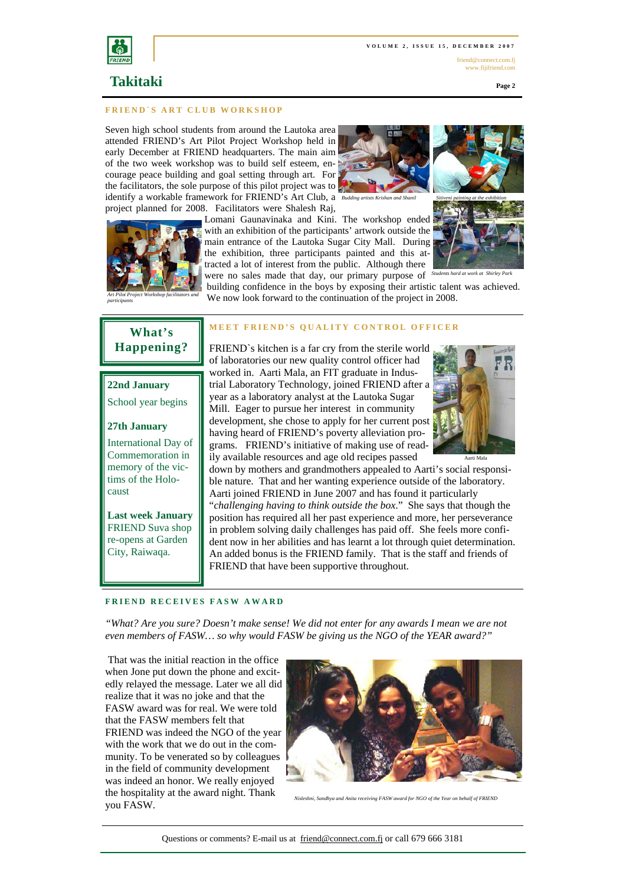# Takitaki

## FRIEND`S ART CLUB WORKSHOP

Seven high school students from around the Lautoka area attended FRIEND's Art Pilot Project Workshop held in early December at FRIEND headquarters. The main aim of the two week workshop was to build self esteem, encourage peace building and goal setting through art. For the facilitators, the sole purpose of this pilot project was to identify a workable framework for FRIEND's Art Club, a project planned for 2008. Facilitators were Shalesh Raj, Lomani Gaunavinaka and Kini. The workshop ended with an exhibition of the participants' artwork outside the main entrance of the Lautoka Sugar City Mall. During the exhibition, three participants painted and this attracted a lot of interest from the public. Although there were no sales made that day, our primary purpose of building confidence in the boys by exposing their artistic talent was achieved. We now look forward to the continuation of the project in 2008.

*Budding artists Krishan and Shanil*

*Sitiveni painting at the exhibition*

*Art Pilot Project Workshop facilitators and participants*

*Students hard at work at Shirley Park*

## What's Happening?

**22nd January**
School year begins

**27th January**
International Day of Commemoration in memory of the victims of the Holocaust

**Last week January**
FRIEND Suva shop re-opens at Garden City, Raiwaqa.

## MEET FRIEND'S QUALITY CONTROL OFFICER

FRIEND`s kitchen is a far cry from the sterile world of laboratories our new quality control officer had worked in. Aarti Mala, an FIT graduate in Industrial Laboratory Technology, joined FRIEND after a year as a laboratory analyst at the Lautoka Sugar Mill. Eager to pursue her interest in community development, she chose to apply for her current post having heard of FRIEND's poverty alleviation programs. FRIEND's initiative of making use of readily available resources and age old recipes passed down by mothers and grandmothers appealed to Aarti's social responsible nature. That and her wanting experience outside of the laboratory. Aarti joined FRIEND in June 2007 and has found it particularly "*challenging having to think outside the box*." She says that though the position has required all her past experience and more, her perseverance in problem solving daily challenges has paid off. She feels more confident now in her abilities and has learnt a lot through quiet determination. An added bonus is the FRIEND family. That is the staff and friends of FRIEND that have been supportive throughout.

Aarti Mala

## FRIEND RECEIVES FASW AWARD

*"What? Are you sure? Doesn't make sense! We did not enter for any awards I mean we are not even members of FASW… so why would FASW be giving us the NGO of the YEAR award?"*

That was the initial reaction in the office when Jone put down the phone and excitedly relayed the message. Later we all did realize that it was no joke and that the FASW award was for real. We were told that the FASW members felt that FRIEND was indeed the NGO of the year with the work that we do out in the community. To be venerated so by colleagues in the field of community development was indeed an honor. We really enjoyed the hospitality at the award night. Thank you FASW.

*Nisleshni, Sandhya and Anita receiving FASW award for NGO of the Year on behalf of FRIEND*

Questions or comments? E-mail us at friend@connect.com.fj or call 679 666 3181